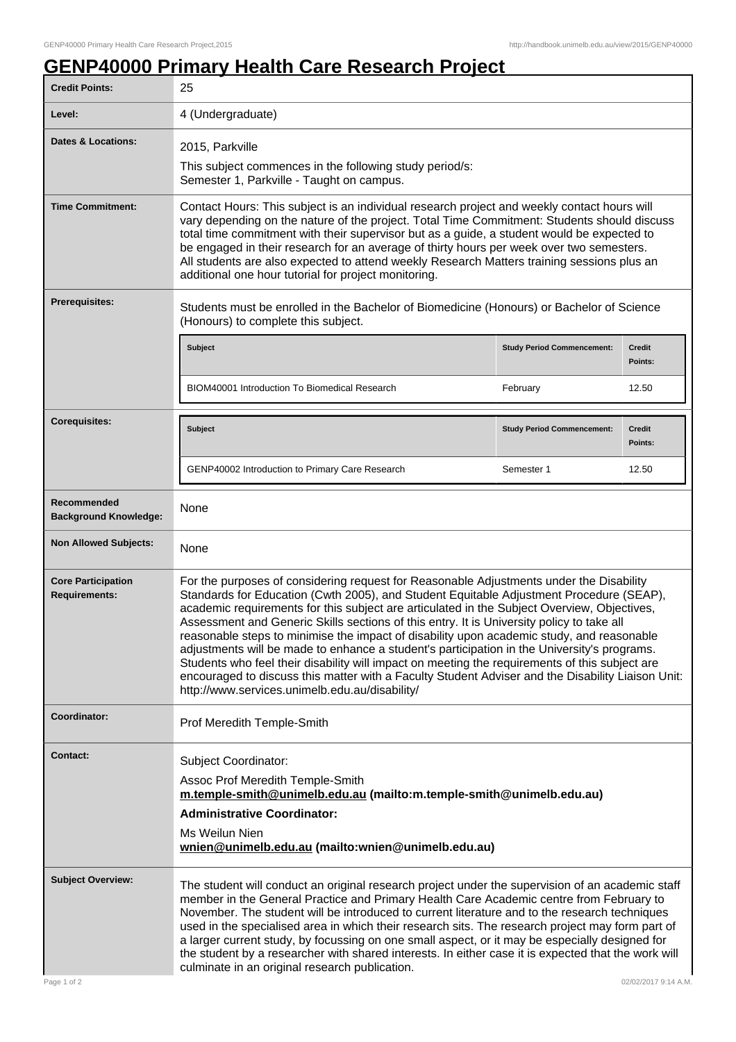# GENP40000 Primary Health Care Research Project

| Credit Points: | 25 |
|---|---|
| Level: | 4 (Undergraduate) |
| Dates & Locations: | 2015, Parkville<br>This subject commences in the following study period/s:<br>Semester 1, Parkville - Taught on campus. |
| Time Commitment: | Contact Hours: This subject is an individual research project and weekly contact hours will vary depending on the nature of the project. Total Time Commitment: Students should discuss total time commitment with their supervisor but as a guide, a student would be expected to be engaged in their research for an average of thirty hours per week over two semesters. All students are also expected to attend weekly Research Matters training sessions plus an additional one hour tutorial for project monitoring. |
| Prerequisites: | Students must be enrolled in the Bachelor of Biomedicine (Honours) or Bachelor of Science (Honours) to complete this subject.<br>**Subject** / **Study Period Commencement:** / **Credit Points:**<br>BIOM40001 Introduction To Biomedical Research / February / 12.50 |
| Corequisites: | **Subject** / **Study Period Commencement:** / **Credit Points:**<br>GENP40002 Introduction to Primary Care Research / Semester 1 / 12.50 |
| Recommended Background Knowledge: | None |
| Non Allowed Subjects: | None |
| Core Participation Requirements: | For the purposes of considering request for Reasonable Adjustments under the Disability Standards for Education (Cwth 2005), and Student Equitable Adjustment Procedure (SEAP), academic requirements for this subject are articulated in the Subject Overview, Objectives, Assessment and Generic Skills sections of this entry. It is University policy to take all reasonable steps to minimise the impact of disability upon academic study, and reasonable adjustments will be made to enhance a student's participation in the University's programs. Students who feel their disability will impact on meeting the requirements of this subject are encouraged to discuss this matter with a Faculty Student Adviser and the Disability Liaison Unit: http://www.services.unimelb.edu.au/disability/ |
| Coordinator: | Prof Meredith Temple-Smith |
| Contact: | Subject Coordinator:<br>Assoc Prof Meredith Temple-Smith<br>**m.temple-smith@unimelb.edu.au (mailto:m.temple-smith@unimelb.edu.au)**<br>**Administrative Coordinator:**<br>Ms Weilun Nien<br>**wnien@unimelb.edu.au (mailto:wnien@unimelb.edu.au)** |
| Subject Overview: | The student will conduct an original research project under the supervision of an academic staff member in the General Practice and Primary Health Care Academic centre from February to November. The student will be introduced to current literature and to the research techniques used in the specialised area in which their research sits. The research project may form part of a larger current study, by focussing on one small aspect, or it may be especially designed for the student by a researcher with shared interests. In either case it is expected that the work will culminate in an original research publication. |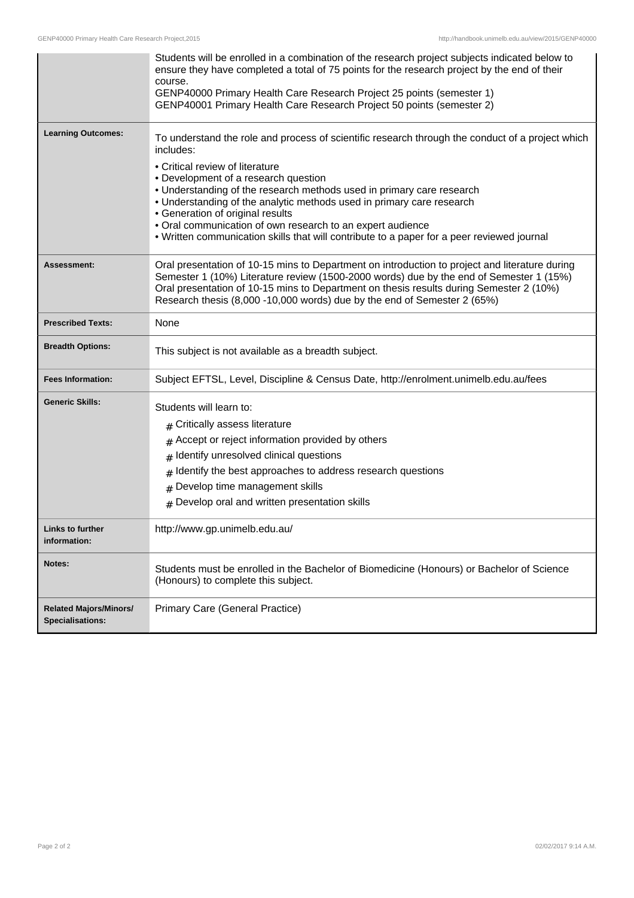| | |
|---|---|
| | Students will be enrolled in a combination of the research project subjects indicated below to ensure they have completed a total of 75 points for the research project by the end of their course.<br>GENP40000 Primary Health Care Research Project 25 points (semester 1)<br>GENP40001 Primary Health Care Research Project 50 points (semester 2) |
| **Learning Outcomes:** | To understand the role and process of scientific research through the conduct of a project which includes:<br>• Critical review of literature<br>• Development of a research question<br>• Understanding of the research methods used in primary care research<br>• Understanding of the analytic methods used in primary care research<br>• Generation of original results<br>• Oral communication of own research to an expert audience<br>• Written communication skills that will contribute to a paper for a peer reviewed journal |
| **Assessment:** | Oral presentation of 10-15 mins to Department on introduction to project and literature during Semester 1 (10%) Literature review (1500-2000 words) due by the end of Semester 1 (15%) Oral presentation of 10-15 mins to Department on thesis results during Semester 2 (10%) Research thesis (8,000 -10,000 words) due by the end of Semester 2 (65%) |
| **Prescribed Texts:** | None |
| **Breadth Options:** | This subject is not available as a breadth subject. |
| **Fees Information:** | Subject EFTSL, Level, Discipline & Census Date, http://enrolment.unimelb.edu.au/fees |
| **Generic Skills:** | Students will learn to:<br># Critically assess literature<br># Accept or reject information provided by others<br># Identify unresolved clinical questions<br># Identify the best approaches to address research questions<br># Develop time management skills<br># Develop oral and written presentation skills |
| **Links to further information:** | http://www.gp.unimelb.edu.au/ |
| **Notes:** | Students must be enrolled in the Bachelor of Biomedicine (Honours) or Bachelor of Science (Honours) to complete this subject. |
| **Related Majors/Minors/ Specialisations:** | Primary Care (General Practice) |